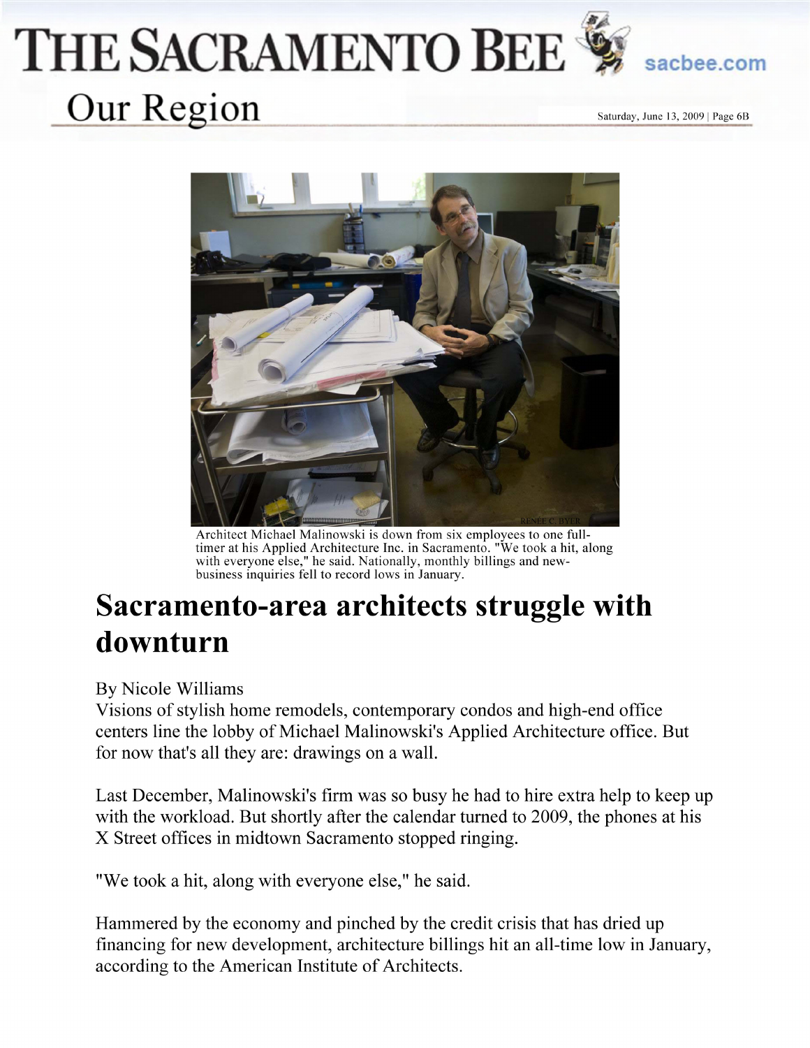# THE SACRAMENTO BEE

## Our Region

Saturday, June 13, 2009 | Page 6B

Architect Michael Malinowski is down from six employees to one full-timer at his Applied Architecture Inc. in Sacramento. "We took a hit, along with everyone else," he said. Nationally, monthly billings and new-business inquiries fell to record lows in January.

# Sacramento-area architects struggle with downturn

By Nicole Williams

Visions of stylish home remodels, contemporary condos and high-end office centers line the lobby of Michael Malinowski's Applied Architecture office. But for now that's all they are: drawings on a wall.

Last December, Malinowski's firm was so busy he had to hire extra help to keep up with the workload. But shortly after the calendar turned to 2009, the phones at his X Street offices in midtown Sacramento stopped ringing.

"We took a hit, along with everyone else," he said.

Hammered by the economy and pinched by the credit crisis that has dried up financing for new development, architecture billings hit an all-time low in January, according to the American Institute of Architects.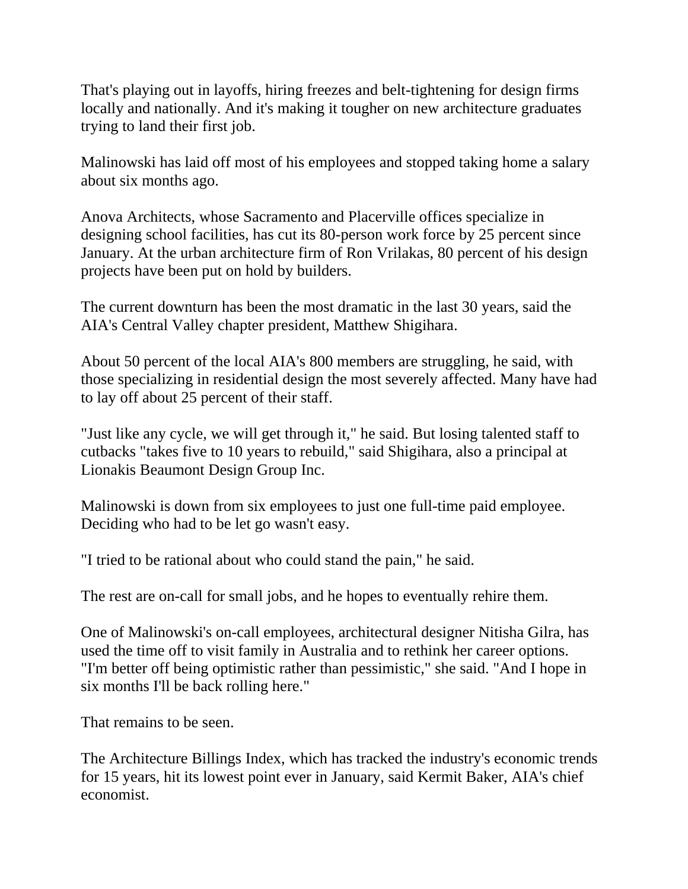That's playing out in layoffs, hiring freezes and belt-tightening for design firms locally and nationally. And it's making it tougher on new architecture graduates trying to land their first job.

Malinowski has laid off most of his employees and stopped taking home a salary about six months ago.

Anova Architects, whose Sacramento and Placerville offices specialize in designing school facilities, has cut its 80-person work force by 25 percent since January. At the urban architecture firm of Ron Vrilakas, 80 percent of his design projects have been put on hold by builders.

The current downturn has been the most dramatic in the last 30 years, said the AIA's Central Valley chapter president, Matthew Shigihara.

About 50 percent of the local AIA's 800 members are struggling, he said, with those specializing in residential design the most severely affected. Many have had to lay off about 25 percent of their staff.

"Just like any cycle, we will get through it," he said. But losing talented staff to cutbacks "takes five to 10 years to rebuild," said Shigihara, also a principal at Lionakis Beaumont Design Group Inc.

Malinowski is down from six employees to just one full-time paid employee. Deciding who had to be let go wasn't easy.

"I tried to be rational about who could stand the pain," he said.

The rest are on-call for small jobs, and he hopes to eventually rehire them.

One of Malinowski's on-call employees, architectural designer Nitisha Gilra, has used the time off to visit family in Australia and to rethink her career options. "I'm better off being optimistic rather than pessimistic," she said. "And I hope in six months I'll be back rolling here."

That remains to be seen.

The Architecture Billings Index, which has tracked the industry's economic trends for 15 years, hit its lowest point ever in January, said Kermit Baker, AIA's chief economist.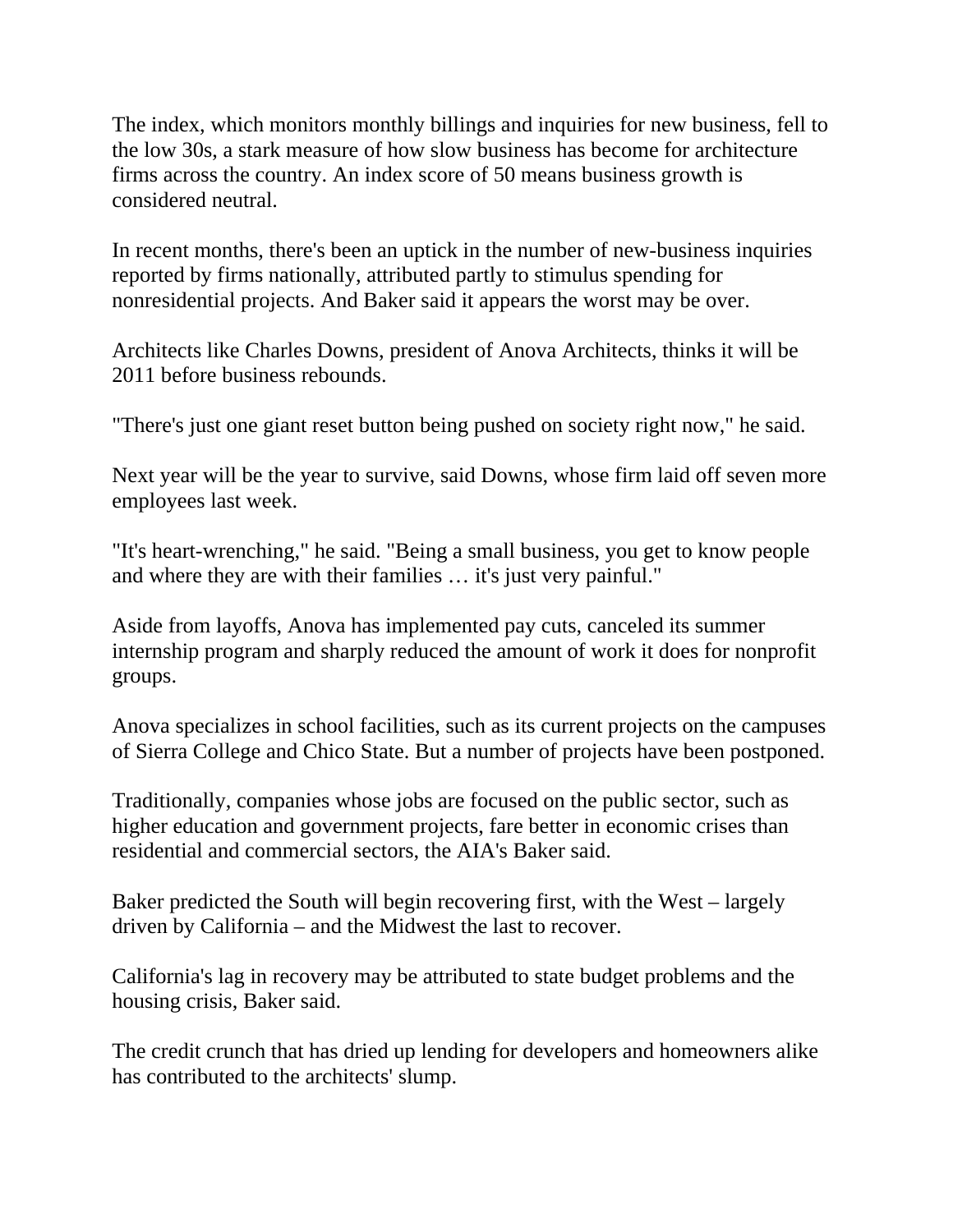The index, which monitors monthly billings and inquiries for new business, fell to the low 30s, a stark measure of how slow business has become for architecture firms across the country. An index score of 50 means business growth is considered neutral.

In recent months, there's been an uptick in the number of new-business inquiries reported by firms nationally, attributed partly to stimulus spending for nonresidential projects. And Baker said it appears the worst may be over.

Architects like Charles Downs, president of Anova Architects, thinks it will be 2011 before business rebounds.

"There's just one giant reset button being pushed on society right now," he said.

Next year will be the year to survive, said Downs, whose firm laid off seven more employees last week.

"It's heart-wrenching," he said. "Being a small business, you get to know people and where they are with their families … it's just very painful."

Aside from layoffs, Anova has implemented pay cuts, canceled its summer internship program and sharply reduced the amount of work it does for nonprofit groups.

Anova specializes in school facilities, such as its current projects on the campuses of Sierra College and Chico State. But a number of projects have been postponed.

Traditionally, companies whose jobs are focused on the public sector, such as higher education and government projects, fare better in economic crises than residential and commercial sectors, the AIA's Baker said.

Baker predicted the South will begin recovering first, with the West – largely driven by California – and the Midwest the last to recover.

California's lag in recovery may be attributed to state budget problems and the housing crisis, Baker said.

The credit crunch that has dried up lending for developers and homeowners alike has contributed to the architects' slump.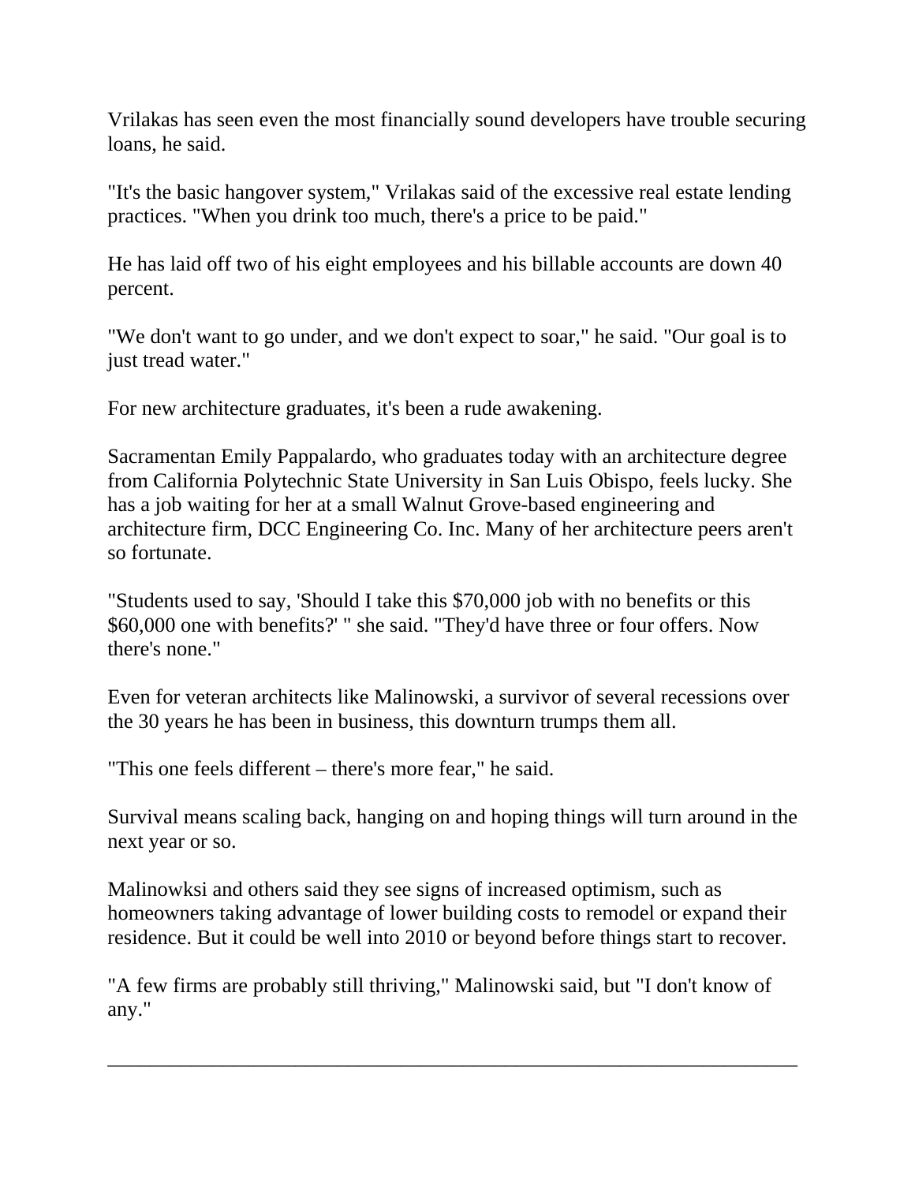Vrilakas has seen even the most financially sound developers have trouble securing loans, he said.

"It's the basic hangover system," Vrilakas said of the excessive real estate lending practices. "When you drink too much, there's a price to be paid."

He has laid off two of his eight employees and his billable accounts are down 40 percent.

"We don't want to go under, and we don't expect to soar," he said. "Our goal is to just tread water."

For new architecture graduates, it's been a rude awakening.

Sacramentan Emily Pappalardo, who graduates today with an architecture degree from California Polytechnic State University in San Luis Obispo, feels lucky. She has a job waiting for her at a small Walnut Grove-based engineering and architecture firm, DCC Engineering Co. Inc. Many of her architecture peers aren't so fortunate.

"Students used to say, 'Should I take this $70,000 job with no benefits or this $60,000 one with benefits?' " she said. "They'd have three or four offers. Now there's none."

Even for veteran architects like Malinowski, a survivor of several recessions over the 30 years he has been in business, this downturn trumps them all.

"This one feels different – there's more fear," he said.

Survival means scaling back, hanging on and hoping things will turn around in the next year or so.

Malinowksi and others said they see signs of increased optimism, such as homeowners taking advantage of lower building costs to remodel or expand their residence. But it could be well into 2010 or beyond before things start to recover.

"A few firms are probably still thriving," Malinowski said, but "I don't know of any."

---